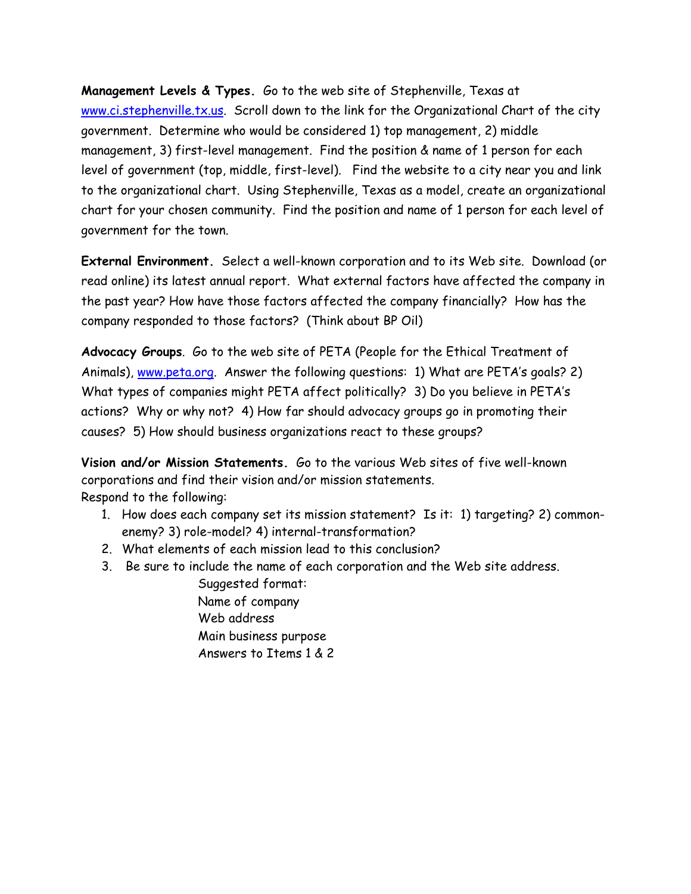**Management Levels & Types.** Go to the web site of Stephenville, Texas at www.ci.stephenville.tx.us. Scroll down to the link for the Organizational Chart of the city government. Determine who would be considered 1) top management, 2) middle management, 3) first-level management. Find the position & name of 1 person for each level of government (top, middle, first-level). Find the website to a city near you and link to the organizational chart. Using Stephenville, Texas as a model, create an organizational chart for your chosen community. Find the position and name of 1 person for each level of government for the town.

**External Environment.** Select a well-known corporation and to its Web site. Download (or read online) its latest annual report. What external factors have affected the company in the past year? How have those factors affected the company financially? How has the company responded to those factors? (Think about BP Oil)

**Advocacy Groups**. Go to the web site of PETA (People for the Ethical Treatment of Animals), www.peta.org. Answer the following questions: 1) What are PETA's goals? 2) What types of companies might PETA affect politically? 3) Do you believe in PETA's actions? Why or why not? 4) How far should advocacy groups go in promoting their causes? 5) How should business organizations react to these groups?

**Vision and/or Mission Statements.** Go to the various Web sites of five well-known corporations and find their vision and/or mission statements.
Respond to the following:

1. How does each company set its mission statement? Is it: 1) targeting? 2) common-enemy? 3) role-model? 4) internal-transformation?
2. What elements of each mission lead to this conclusion?
3. Be sure to include the name of each corporation and the Web site address.

   Suggested format:
   Name of company
   Web address
   Main business purpose
   Answers to Items 1 & 2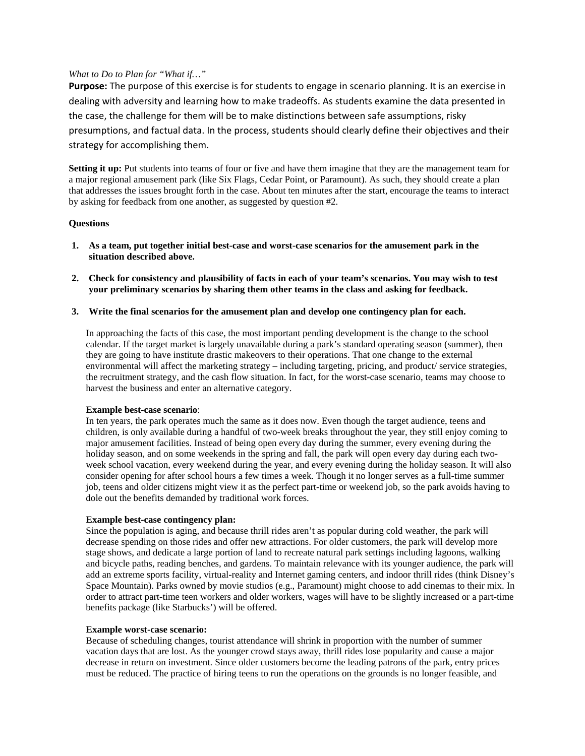*What to Do to Plan for "What if…"*

**Purpose:** The purpose of this exercise is for students to engage in scenario planning. It is an exercise in dealing with adversity and learning how to make tradeoffs. As students examine the data presented in the case, the challenge for them will be to make distinctions between safe assumptions, risky presumptions, and factual data. In the process, students should clearly define their objectives and their strategy for accomplishing them.

**Setting it up:** Put students into teams of four or five and have them imagine that they are the management team for a major regional amusement park (like Six Flags, Cedar Point, or Paramount). As such, they should create a plan that addresses the issues brought forth in the case. About ten minutes after the start, encourage the teams to interact by asking for feedback from one another, as suggested by question #2.

**Questions**

1. **As a team, put together initial best-case and worst-case scenarios for the amusement park in the situation described above.**

2. **Check for consistency and plausibility of facts in each of your team's scenarios. You may wish to test your preliminary scenarios by sharing them other teams in the class and asking for feedback.**

3. **Write the final scenarios for the amusement plan and develop one contingency plan for each.**

In approaching the facts of this case, the most important pending development is the change to the school calendar. If the target market is largely unavailable during a park's standard operating season (summer), then they are going to have institute drastic makeovers to their operations. That one change to the external environmental will affect the marketing strategy – including targeting, pricing, and product/ service strategies, the recruitment strategy, and the cash flow situation. In fact, for the worst-case scenario, teams may choose to harvest the business and enter an alternative category.

**Example best-case scenario**:
In ten years, the park operates much the same as it does now. Even though the target audience, teens and children, is only available during a handful of two-week breaks throughout the year, they still enjoy coming to major amusement facilities. Instead of being open every day during the summer, every evening during the holiday season, and on some weekends in the spring and fall, the park will open every day during each two-week school vacation, every weekend during the year, and every evening during the holiday season. It will also consider opening for after school hours a few times a week. Though it no longer serves as a full-time summer job, teens and older citizens might view it as the perfect part-time or weekend job, so the park avoids having to dole out the benefits demanded by traditional work forces.

**Example best-case contingency plan:**
Since the population is aging, and because thrill rides aren't as popular during cold weather, the park will decrease spending on those rides and offer new attractions. For older customers, the park will develop more stage shows, and dedicate a large portion of land to recreate natural park settings including lagoons, walking and bicycle paths, reading benches, and gardens. To maintain relevance with its younger audience, the park will add an extreme sports facility, virtual-reality and Internet gaming centers, and indoor thrill rides (think Disney's Space Mountain). Parks owned by movie studios (e.g., Paramount) might choose to add cinemas to their mix. In order to attract part-time teen workers and older workers, wages will have to be slightly increased or a part-time benefits package (like Starbucks') will be offered.

**Example worst-case scenario:**
Because of scheduling changes, tourist attendance will shrink in proportion with the number of summer vacation days that are lost. As the younger crowd stays away, thrill rides lose popularity and cause a major decrease in return on investment. Since older customers become the leading patrons of the park, entry prices must be reduced. The practice of hiring teens to run the operations on the grounds is no longer feasible, and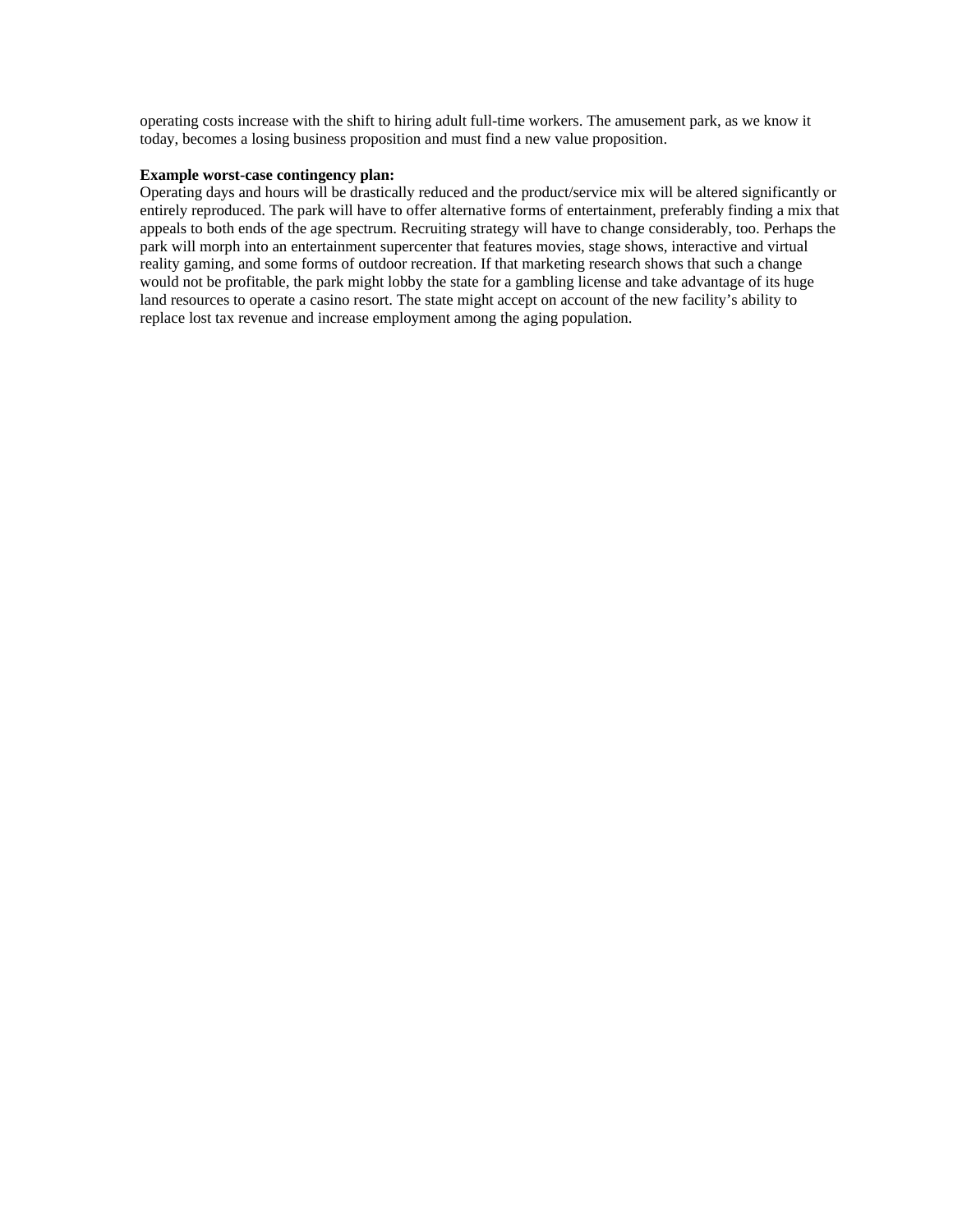operating costs increase with the shift to hiring adult full-time workers. The amusement park, as we know it today, becomes a losing business proposition and must find a new value proposition.

**Example worst-case contingency plan:**
Operating days and hours will be drastically reduced and the product/service mix will be altered significantly or entirely reproduced. The park will have to offer alternative forms of entertainment, preferably finding a mix that appeals to both ends of the age spectrum. Recruiting strategy will have to change considerably, too. Perhaps the park will morph into an entertainment supercenter that features movies, stage shows, interactive and virtual reality gaming, and some forms of outdoor recreation. If that marketing research shows that such a change would not be profitable, the park might lobby the state for a gambling license and take advantage of its huge land resources to operate a casino resort. The state might accept on account of the new facility's ability to replace lost tax revenue and increase employment among the aging population.